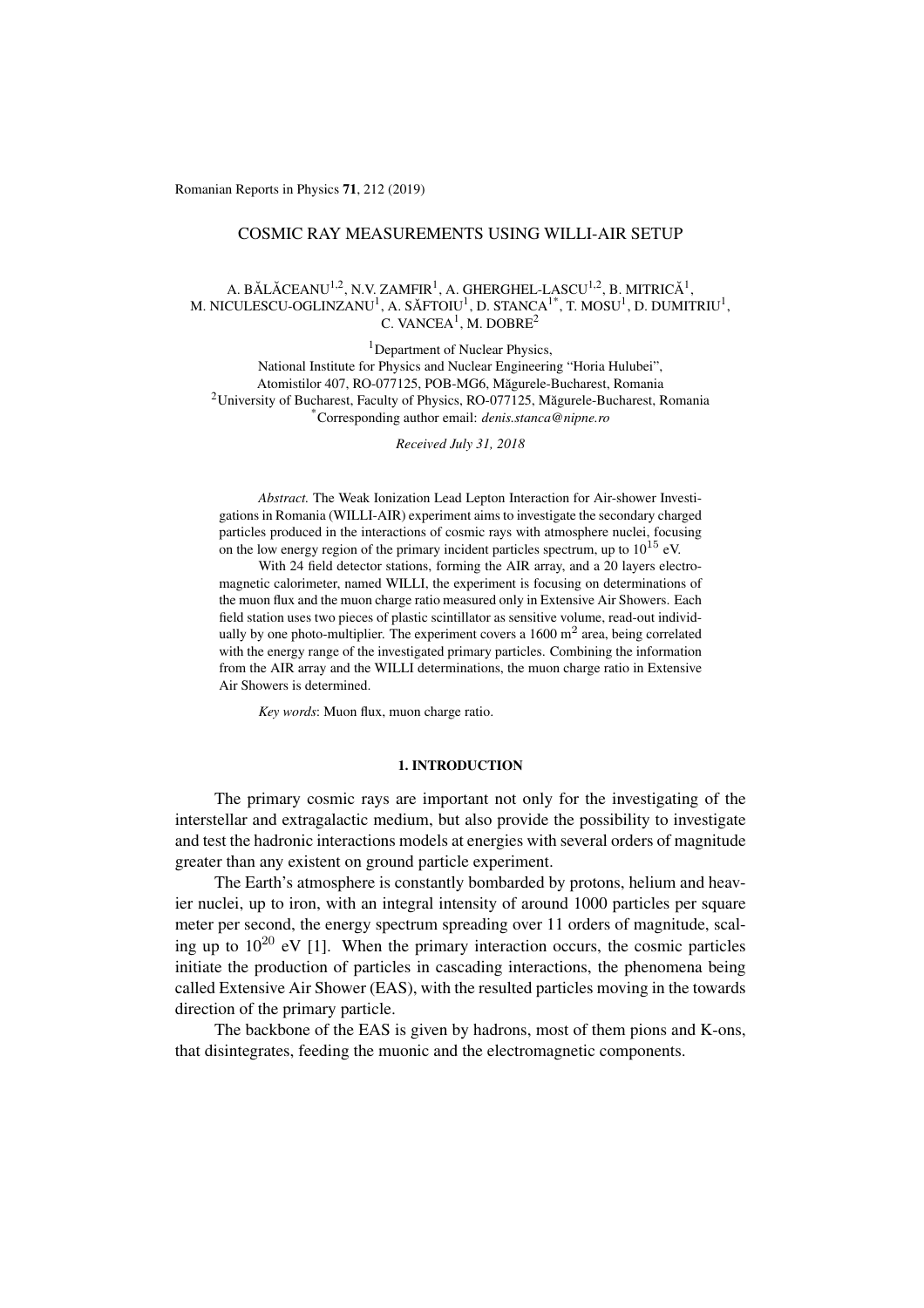# COSMIC RAY MEASUREMENTS USING WILLI-AIR SETUP

A. BĂLĂCEANU[1,2], N.V. ZAMFIR[1], A. GHERGHEL-LASCU[1,2], B. MITRICĂ[1], M. NICULESCU-OGLINZANU[1], A. SĂFTOIU[1], D. STANCA[1*], T. MOSU[1], D. DUMITRIU[1], C. VANCEA[1], M. DOBRE[2]

[1]Department of Nuclear Physics,
National Institute for Physics and Nuclear Engineering "Horia Hulubei",
Atomistilor 407, RO-077125, POB-MG6, Măgurele-Bucharest, Romania
[2]University of Bucharest, Faculty of Physics, RO-077125, Măgurele-Bucharest, Romania
[*]Corresponding author email: *denis.stanca@nipne.ro*

*Received July 31, 2018*

*Abstract.* The Weak Ionization Lead Lepton Interaction for Air-shower Investigations in Romania (WILLI-AIR) experiment aims to investigate the secondary charged particles produced in the interactions of cosmic rays with atmosphere nuclei, focusing on the low energy region of the primary incident particles spectrum, up to $10^{15}$ eV.

With 24 field detector stations, forming the AIR array, and a 20 layers electromagnetic calorimeter, named WILLI, the experiment is focusing on determinations of the muon flux and the muon charge ratio measured only in Extensive Air Showers. Each field station uses two pieces of plastic scintillator as sensitive volume, read-out individually by one photo-multiplier. The experiment covers a 1600 $m^2$ area, being correlated with the energy range of the investigated primary particles. Combining the information from the AIR array and the WILLI determinations, the muon charge ratio in Extensive Air Showers is determined.

*Key words*: Muon flux, muon charge ratio.

## 1. INTRODUCTION

The primary cosmic rays are important not only for the investigating of the interstellar and extragalactic medium, but also provide the possibility to investigate and test the hadronic interactions models at energies with several orders of magnitude greater than any existent on ground particle experiment.

The Earth's atmosphere is constantly bombarded by protons, helium and heavier nuclei, up to iron, with an integral intensity of around 1000 particles per square meter per second, the energy spectrum spreading over 11 orders of magnitude, scaling up to $10^{20}$ eV [1]. When the primary interaction occurs, the cosmic particles initiate the production of particles in cascading interactions, the phenomena being called Extensive Air Shower (EAS), with the resulted particles moving in the towards direction of the primary particle.

The backbone of the EAS is given by hadrons, most of them pions and K-ons, that disintegrates, feeding the muonic and the electromagnetic components.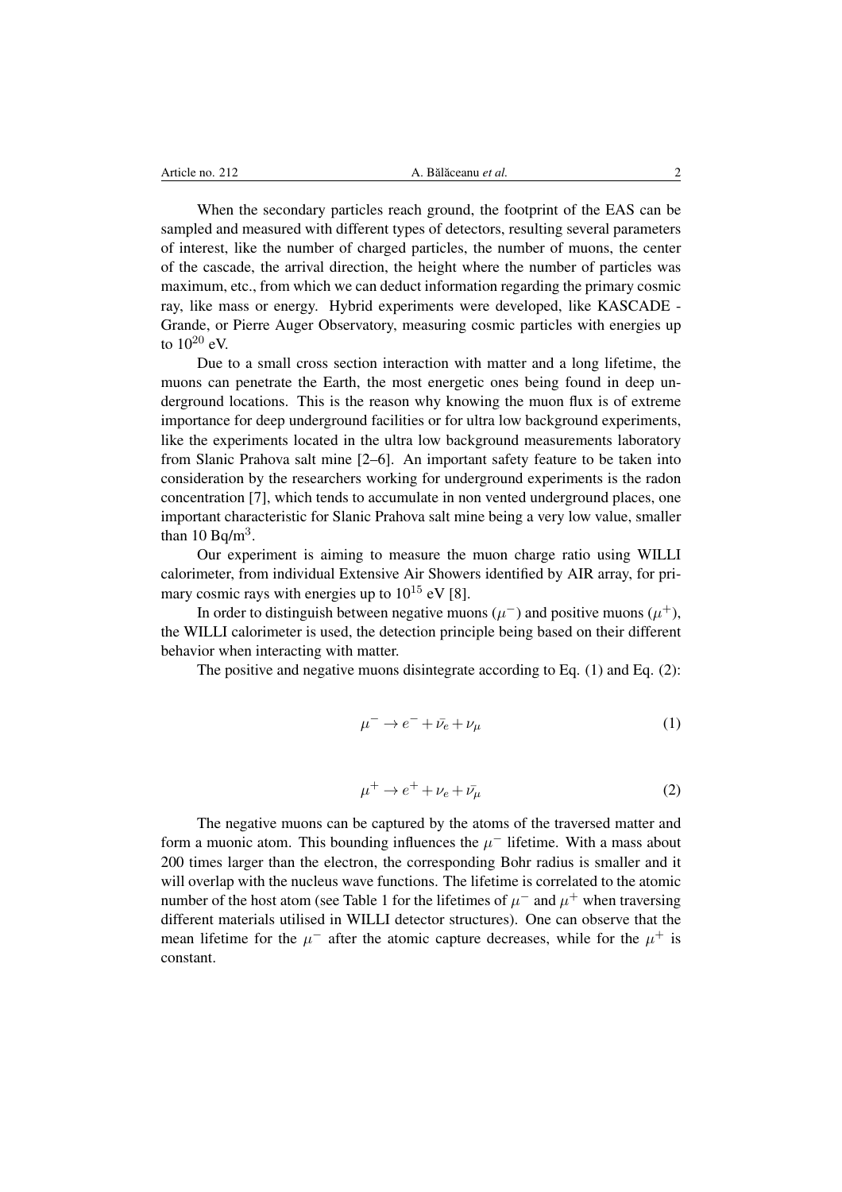When the secondary particles reach ground, the footprint of the EAS can be sampled and measured with different types of detectors, resulting several parameters of interest, like the number of charged particles, the number of muons, the center of the cascade, the arrival direction, the height where the number of particles was maximum, etc., from which we can deduct information regarding the primary cosmic ray, like mass or energy. Hybrid experiments were developed, like KASCADE - Grande, or Pierre Auger Observatory, measuring cosmic particles with energies up to $10^{20}$ eV.

Due to a small cross section interaction with matter and a long lifetime, the muons can penetrate the Earth, the most energetic ones being found in deep underground locations. This is the reason why knowing the muon flux is of extreme importance for deep underground facilities or for ultra low background experiments, like the experiments located in the ultra low background measurements laboratory from Slanic Prahova salt mine [2–6]. An important safety feature to be taken into consideration by the researchers working for underground experiments is the radon concentration [7], which tends to accumulate in non vented underground places, one important characteristic for Slanic Prahova salt mine being a very low value, smaller than 10 Bq/m$^3$.

Our experiment is aiming to measure the muon charge ratio using WILLI calorimeter, from individual Extensive Air Showers identified by AIR array, for primary cosmic rays with energies up to $10^{15}$ eV [8].

In order to distinguish between negative muons ($\mu^-$) and positive muons ($\mu^+$), the WILLI calorimeter is used, the detection principle being based on their different behavior when interacting with matter.

The positive and negative muons disintegrate according to Eq. (1) and Eq. (2):

$$\mu^- \rightarrow e^- + \bar{\nu_e} + \nu_\mu \tag{1}$$

$$\mu^+ \rightarrow e^+ + \nu_e + \bar{\nu_\mu} \tag{2}$$

The negative muons can be captured by the atoms of the traversed matter and form a muonic atom. This bounding influences the $\mu^-$ lifetime. With a mass about 200 times larger than the electron, the corresponding Bohr radius is smaller and it will overlap with the nucleus wave functions. The lifetime is correlated to the atomic number of the host atom (see Table 1 for the lifetimes of $\mu^-$ and $\mu^+$ when traversing different materials utilised in WILLI detector structures). One can observe that the mean lifetime for the $\mu^-$ after the atomic capture decreases, while for the $\mu^+$ is constant.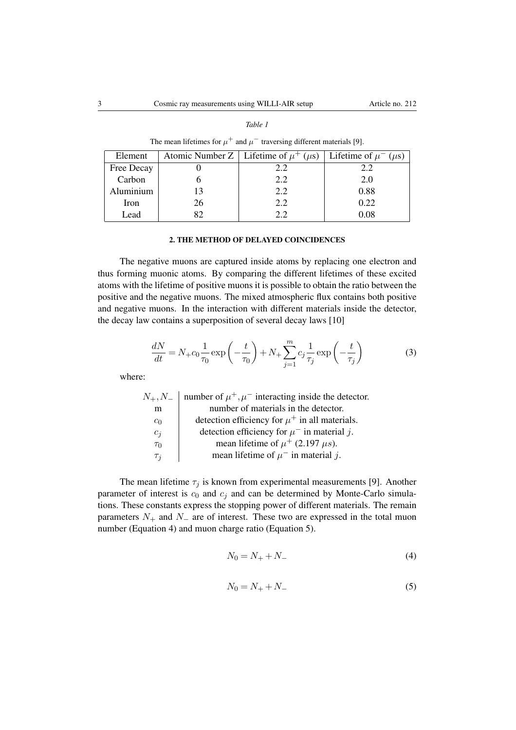*Table 1*

The mean lifetimes for $\mu^+$ and $\mu^-$ traversing different materials [9].

| Element | Atomic Number Z | Lifetime of $\mu^+$ ($\mu$s) | Lifetime of $\mu^-$ ($\mu$s) |
|---|---|---|---|
| Free Decay | 0 | 2.2 | 2.2 |
| Carbon | 6 | 2.2 | 2.0 |
| Aluminium | 13 | 2.2 | 0.88 |
| Iron | 26 | 2.2 | 0.22 |
| Lead | 82 | 2.2 | 0.08 |

## 2. THE METHOD OF DELAYED COINCIDENCES

The negative muons are captured inside atoms by replacing one electron and thus forming muonic atoms. By comparing the different lifetimes of these excited atoms with the lifetime of positive muons it is possible to obtain the ratio between the positive and the negative muons. The mixed atmospheric flux contains both positive and negative muons. In the interaction with different materials inside the detector, the decay law contains a superposition of several decay laws [10]

$$\frac{dN}{dt} = N_+ c_0 \frac{1}{\tau_0} \exp\left(-\frac{t}{\tau_0}\right) + N_+ \sum_{j=1}^{m} c_j \frac{1}{\tau_j} \exp\left(-\frac{t}{\tau_j}\right) \tag{3}$$

where:

| | |
|---|---|
| $N_+, N_-$ | number of $\mu^+, \mu^-$ interacting inside the detector. |
| m | number of materials in the detector. |
| $c_0$ | detection efficiency for $\mu^+$ in all materials. |
| $c_j$ | detection efficiency for $\mu^-$ in material $j$. |
| $\tau_0$ | mean lifetime of $\mu^+$ (2.197 $\mu s$). |
| $\tau_j$ | mean lifetime of $\mu^-$ in material $j$. |

The mean lifetime $\tau_j$ is known from experimental measurements [9]. Another parameter of interest is $c_0$ and $c_j$ and can be determined by Monte-Carlo simulations. These constants express the stopping power of different materials. The remain parameters $N_+$ and $N_-$ are of interest. These two are expressed in the total muon number (Equation 4) and muon charge ratio (Equation 5).

$$N_0 = N_+ + N_- \tag{4}$$

$$N_0 = N_+ + N_- \tag{5}$$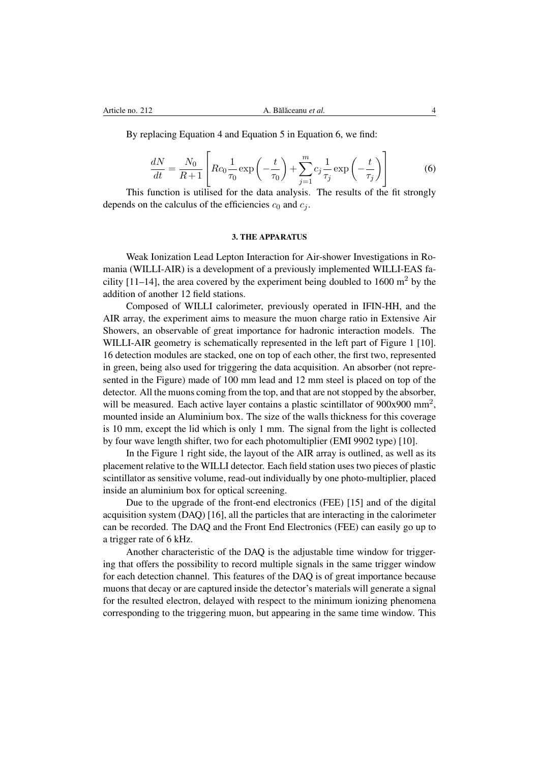By replacing Equation 4 and Equation 5 in Equation 6, we find:

$$\frac{dN}{dt} = \frac{N_0}{R+1}\left[Rc_0\frac{1}{\tau_0}\exp\left(-\frac{t}{\tau_0}\right)+\sum_{j=1}^{m}c_j\frac{1}{\tau_j}\exp\left(-\frac{t}{\tau_j}\right)\right] \tag{6}$$

This function is utilised for the data analysis. The results of the fit strongly depends on the calculus of the efficiencies $c_0$ and $c_j$.

## 3. THE APPARATUS

Weak Ionization Lead Lepton Interaction for Air-shower Investigations in Romania (WILLI-AIR) is a development of a previously implemented WILLI-EAS facility [11–14], the area covered by the experiment being doubled to 1600 m$^2$ by the addition of another 12 field stations.

Composed of WILLI calorimeter, previously operated in IFIN-HH, and the AIR array, the experiment aims to measure the muon charge ratio in Extensive Air Showers, an observable of great importance for hadronic interaction models. The WILLI-AIR geometry is schematically represented in the left part of Figure 1 [10]. 16 detection modules are stacked, one on top of each other, the first two, represented in green, being also used for triggering the data acquisition. An absorber (not represented in the Figure) made of 100 mm lead and 12 mm steel is placed on top of the detector. All the muons coming from the top, and that are not stopped by the absorber, will be measured. Each active layer contains a plastic scintillator of 900x900 mm$^2$, mounted inside an Aluminium box. The size of the walls thickness for this coverage is 10 mm, except the lid which is only 1 mm. The signal from the light is collected by four wave length shifter, two for each photomultiplier (EMI 9902 type) [10].

In the Figure 1 right side, the layout of the AIR array is outlined, as well as its placement relative to the WILLI detector. Each field station uses two pieces of plastic scintillator as sensitive volume, read-out individually by one photo-multiplier, placed inside an aluminium box for optical screening.

Due to the upgrade of the front-end electronics (FEE) [15] and of the digital acquisition system (DAQ) [16], all the particles that are interacting in the calorimeter can be recorded. The DAQ and the Front End Electronics (FEE) can easily go up to a trigger rate of 6 kHz.

Another characteristic of the DAQ is the adjustable time window for triggering that offers the possibility to record multiple signals in the same trigger window for each detection channel. This features of the DAQ is of great importance because muons that decay or are captured inside the detector's materials will generate a signal for the resulted electron, delayed with respect to the minimum ionizing phenomena corresponding to the triggering muon, but appearing in the same time window. This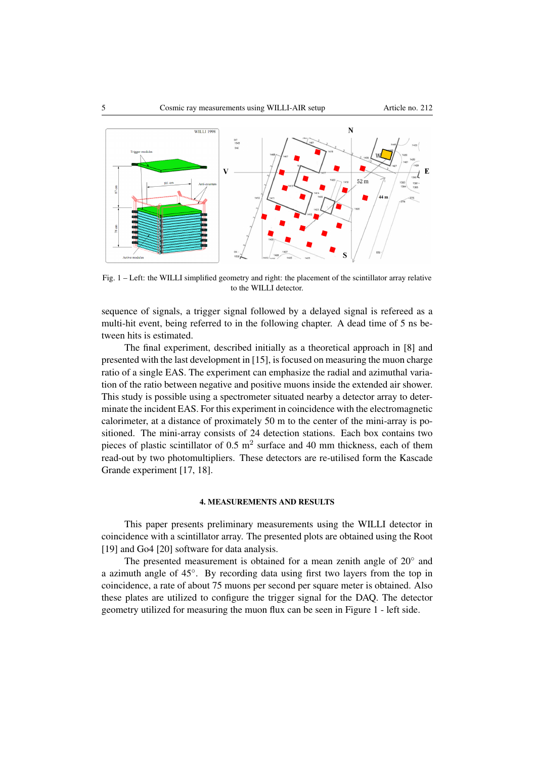Fig. 1 – Left: the WILLI simplified geometry and right: the placement of the scintillator array relative to the WILLI detector.

sequence of signals, a trigger signal followed by a delayed signal is refereed as a multi-hit event, being referred to in the following chapter. A dead time of 5 ns between hits is estimated.

The final experiment, described initially as a theoretical approach in [8] and presented with the last development in [15], is focused on measuring the muon charge ratio of a single EAS. The experiment can emphasize the radial and azimuthal variation of the ratio between negative and positive muons inside the extended air shower. This study is possible using a spectrometer situated nearby a detector array to determinate the incident EAS. For this experiment in coincidence with the electromagnetic calorimeter, at a distance of proximately 50 m to the center of the mini-array is positioned. The mini-array consists of 24 detection stations. Each box contains two pieces of plastic scintillator of 0.5 m$^2$ surface and 40 mm thickness, each of them read-out by two photomultipliers. These detectors are re-utilised form the Kascade Grande experiment [17, 18].

## 4. MEASUREMENTS AND RESULTS

This paper presents preliminary measurements using the WILLI detector in coincidence with a scintillator array. The presented plots are obtained using the Root [19] and Go4 [20] software for data analysis.

The presented measurement is obtained for a mean zenith angle of 20° and a azimuth angle of 45°. By recording data using first two layers from the top in coincidence, a rate of about 75 muons per second per square meter is obtained. Also these plates are utilized to configure the trigger signal for the DAQ. The detector geometry utilized for measuring the muon flux can be seen in Figure 1 - left side.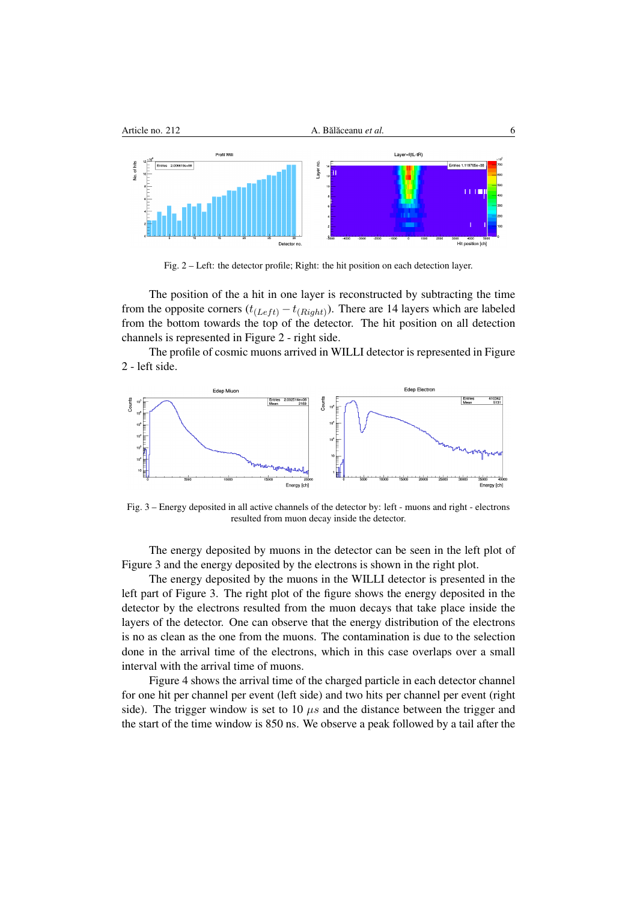Fig. 2 – Left: the detector profile; Right: the hit position on each detection layer.

The position of the a hit in one layer is reconstructed by subtracting the time from the opposite corners ($t_{(Left)} - t_{(Right)}$). There are 14 layers which are labeled from the bottom towards the top of the detector. The hit position on all detection channels is represented in Figure 2 - right side.

The profile of cosmic muons arrived in WILLI detector is represented in Figure 2 - left side.

Fig. 3 – Energy deposited in all active channels of the detector by: left - muons and right - electrons resulted from muon decay inside the detector.

The energy deposited by muons in the detector can be seen in the left plot of Figure 3 and the energy deposited by the electrons is shown in the right plot.

The energy deposited by the muons in the WILLI detector is presented in the left part of Figure 3. The right plot of the figure shows the energy deposited in the detector by the electrons resulted from the muon decays that take place inside the layers of the detector. One can observe that the energy distribution of the electrons is no as clean as the one from the muons. The contamination is due to the selection done in the arrival time of the electrons, which in this case overlaps over a small interval with the arrival time of muons.

Figure 4 shows the arrival time of the charged particle in each detector channel for one hit per channel per event (left side) and two hits per channel per event (right side). The trigger window is set to 10 $\mu s$ and the distance between the trigger and the start of the time window is 850 ns. We observe a peak followed by a tail after the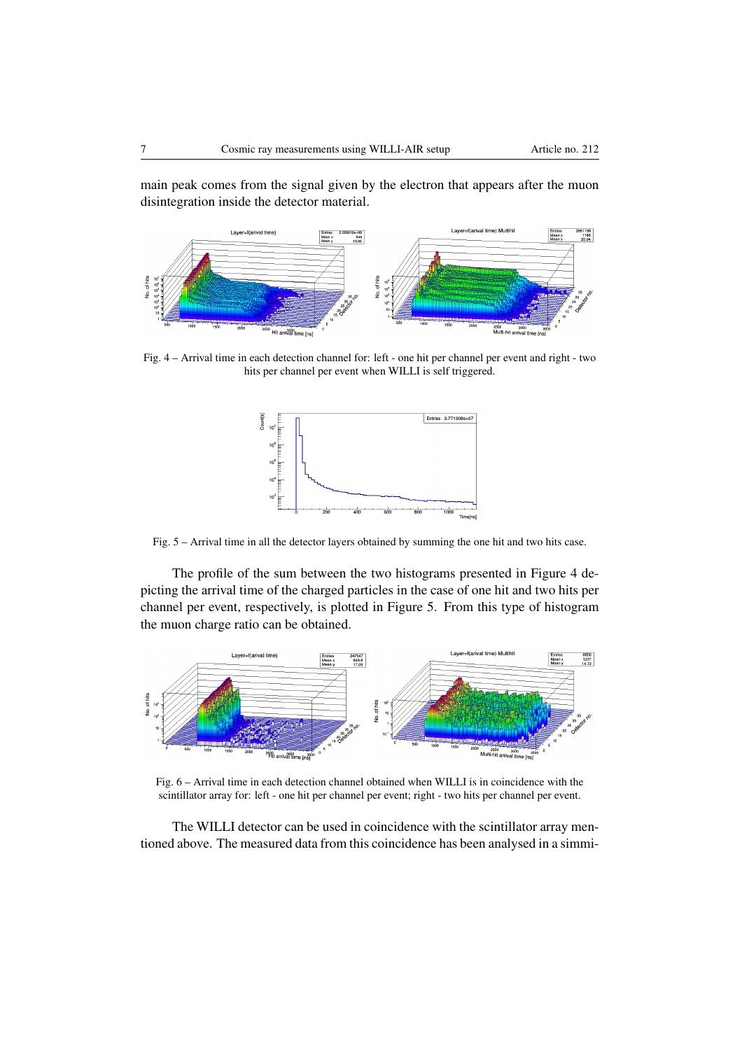main peak comes from the signal given by the electron that appears after the muon disintegration inside the detector material.

Fig. 4 – Arrival time in each detection channel for: left - one hit per channel per event and right - two hits per channel per event when WILLI is self triggered.

Fig. 5 – Arrival time in all the detector layers obtained by summing the one hit and two hits case.

The profile of the sum between the two histograms presented in Figure 4 depicting the arrival time of the charged particles in the case of one hit and two hits per channel per event, respectively, is plotted in Figure 5. From this type of histogram the muon charge ratio can be obtained.

Fig. 6 – Arrival time in each detection channel obtained when WILLI is in coincidence with the scintillator array for: left - one hit per channel per event; right - two hits per channel per event.

The WILLI detector can be used in coincidence with the scintillator array mentioned above. The measured data from this coincidence has been analysed in a simmi-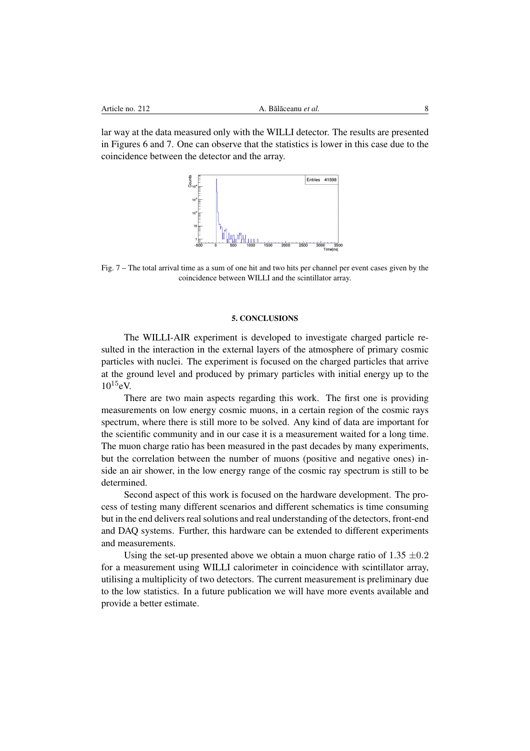lar way at the data measured only with the WILLI detector. The results are presented in Figures 6 and 7. One can observe that the statistics is lower in this case due to the coincidence between the detector and the array.

Fig. 7 – The total arrival time as a sum of one hit and two hits per channel per event cases given by the coincidence between WILLI and the scintillator array.

## 5. CONCLUSIONS

The WILLI-AIR experiment is developed to investigate charged particle resulted in the interaction in the external layers of the atmosphere of primary cosmic particles with nuclei. The experiment is focused on the charged particles that arrive at the ground level and produced by primary particles with initial energy up to the $10^{15}$eV.

There are two main aspects regarding this work. The first one is providing measurements on low energy cosmic muons, in a certain region of the cosmic rays spectrum, where there is still more to be solved. Any kind of data are important for the scientific community and in our case it is a measurement waited for a long time. The muon charge ratio has been measured in the past decades by many experiments, but the correlation between the number of muons (positive and negative ones) inside an air shower, in the low energy range of the cosmic ray spectrum is still to be determined.

Second aspect of this work is focused on the hardware development. The process of testing many different scenarios and different schematics is time consuming but in the end delivers real solutions and real understanding of the detectors, front-end and DAQ systems. Further, this hardware can be extended to different experiments and measurements.

Using the set-up presented above we obtain a muon charge ratio of 1.35 $\pm 0.2$ for a measurement using WILLI calorimeter in coincidence with scintillator array, utilising a multiplicity of two detectors. The current measurement is preliminary due to the low statistics. In a future publication we will have more events available and provide a better estimate.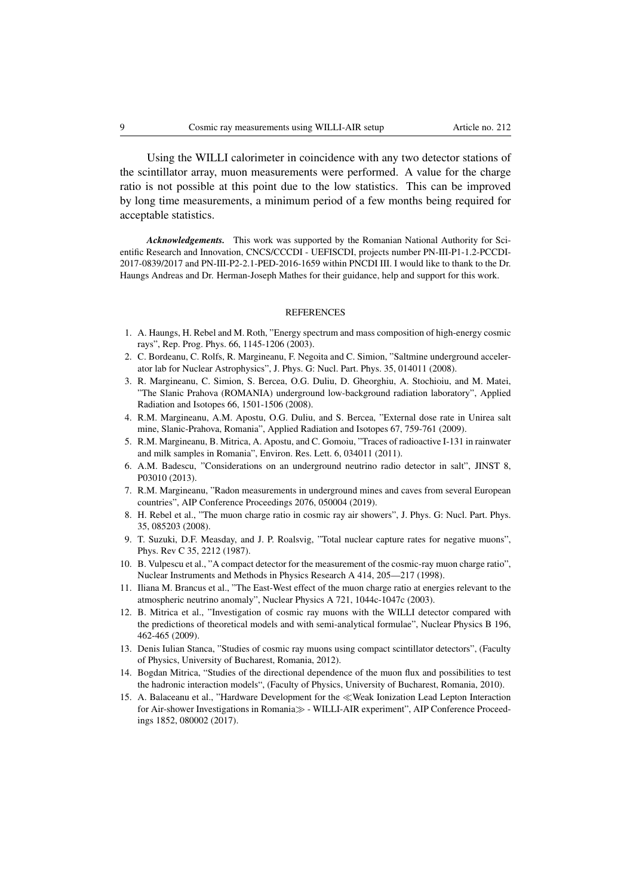Using the WILLI calorimeter in coincidence with any two detector stations of the scintillator array, muon measurements were performed. A value for the charge ratio is not possible at this point due to the low statistics. This can be improved by long time measurements, a minimum period of a few months being required for acceptable statistics.

***Acknowledgements.*** This work was supported by the Romanian National Authority for Scientific Research and Innovation, CNCS/CCCDI - UEFISCDI, projects number PN-III-P1-1.2-PCCDI-2017-0839/2017 and PN-III-P2-2.1-PED-2016-1659 within PNCDI III. I would like to thank to the Dr. Haungs Andreas and Dr. Herman-Joseph Mathes for their guidance, help and support for this work.

## REFERENCES

1. A. Haungs, H. Rebel and M. Roth, "Energy spectrum and mass composition of high-energy cosmic rays", Rep. Prog. Phys. 66, 1145-1206 (2003).
2. C. Bordeanu, C. Rolfs, R. Margineanu, F. Negoita and C. Simion, "Saltmine underground accelerator lab for Nuclear Astrophysics", J. Phys. G: Nucl. Part. Phys. 35, 014011 (2008).
3. R. Margineanu, C. Simion, S. Bercea, O.G. Duliu, D. Gheorghiu, A. Stochioiu, and M. Matei, "The Slanic Prahova (ROMANIA) underground low-background radiation laboratory", Applied Radiation and Isotopes 66, 1501-1506 (2008).
4. R.M. Margineanu, A.M. Apostu, O.G. Duliu, and S. Bercea, "External dose rate in Unirea salt mine, Slanic-Prahova, Romania", Applied Radiation and Isotopes 67, 759-761 (2009).
5. R.M. Margineanu, B. Mitrica, A. Apostu, and C. Gomoiu, "Traces of radioactive I-131 in rainwater and milk samples in Romania", Environ. Res. Lett. 6, 034011 (2011).
6. A.M. Badescu, "Considerations on an underground neutrino radio detector in salt", JINST 8, P03010 (2013).
7. R.M. Margineanu, "Radon measurements in underground mines and caves from several European countries", AIP Conference Proceedings 2076, 050004 (2019).
8. H. Rebel et al., "The muon charge ratio in cosmic ray air showers", J. Phys. G: Nucl. Part. Phys. 35, 085203 (2008).
9. T. Suzuki, D.F. Measday, and J. P. Roalsvig, "Total nuclear capture rates for negative muons", Phys. Rev C 35, 2212 (1987).
10. B. Vulpescu et al., "A compact detector for the measurement of the cosmic-ray muon charge ratio", Nuclear Instruments and Methods in Physics Research A 414, 205—217 (1998).
11. Iliana M. Brancus et al., "The East-West effect of the muon charge ratio at energies relevant to the atmospheric neutrino anomaly", Nuclear Physics A 721, 1044c-1047c (2003).
12. B. Mitrica et al., "Investigation of cosmic ray muons with the WILLI detector compared with the predictions of theoretical models and with semi-analytical formulae", Nuclear Physics B 196, 462-465 (2009).
13. Denis Iulian Stanca, "Studies of cosmic ray muons using compact scintillator detectors", (Faculty of Physics, University of Bucharest, Romania, 2012).
14. Bogdan Mitrica, "Studies of the directional dependence of the muon flux and possibilities to test the hadronic interaction models", (Faculty of Physics, University of Bucharest, Romania, 2010).
15. A. Balaceanu et al., "Hardware Development for the ≪Weak Ionization Lead Lepton Interaction for Air-shower Investigations in Romania≫ - WILLI-AIR experiment", AIP Conference Proceedings 1852, 080002 (2017).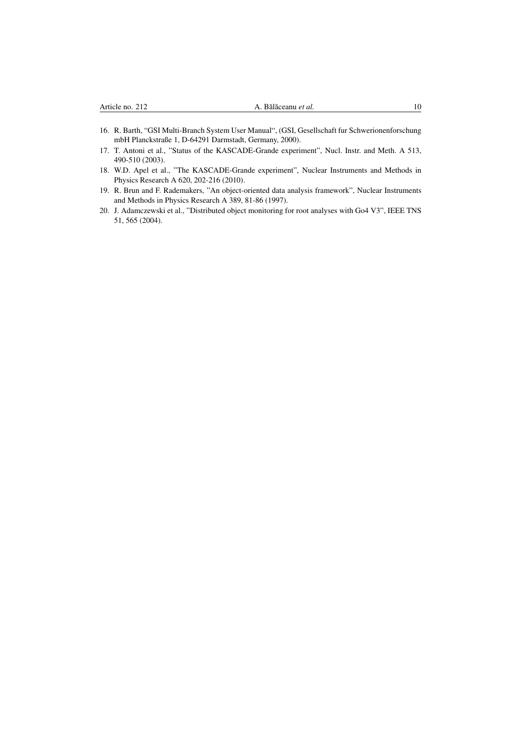16. R. Barth, "GSI Multi-Branch System User Manual", (GSI, Gesellschaft fur Schwerionenforschung mbH Planckstraße 1, D-64291 Darmstadt, Germany, 2000).
17. T. Antoni et al., "Status of the KASCADE-Grande experiment", Nucl. Instr. and Meth. A 513, 490-510 (2003).
18. W.D. Apel et al., "The KASCADE-Grande experiment", Nuclear Instruments and Methods in Physics Research A 620, 202-216 (2010).
19. R. Brun and F. Rademakers, "An object-oriented data analysis framework", Nuclear Instruments and Methods in Physics Research A 389, 81-86 (1997).
20. J. Adamczewski et al., "Distributed object monitoring for root analyses with Go4 V3", IEEE TNS 51, 565 (2004).